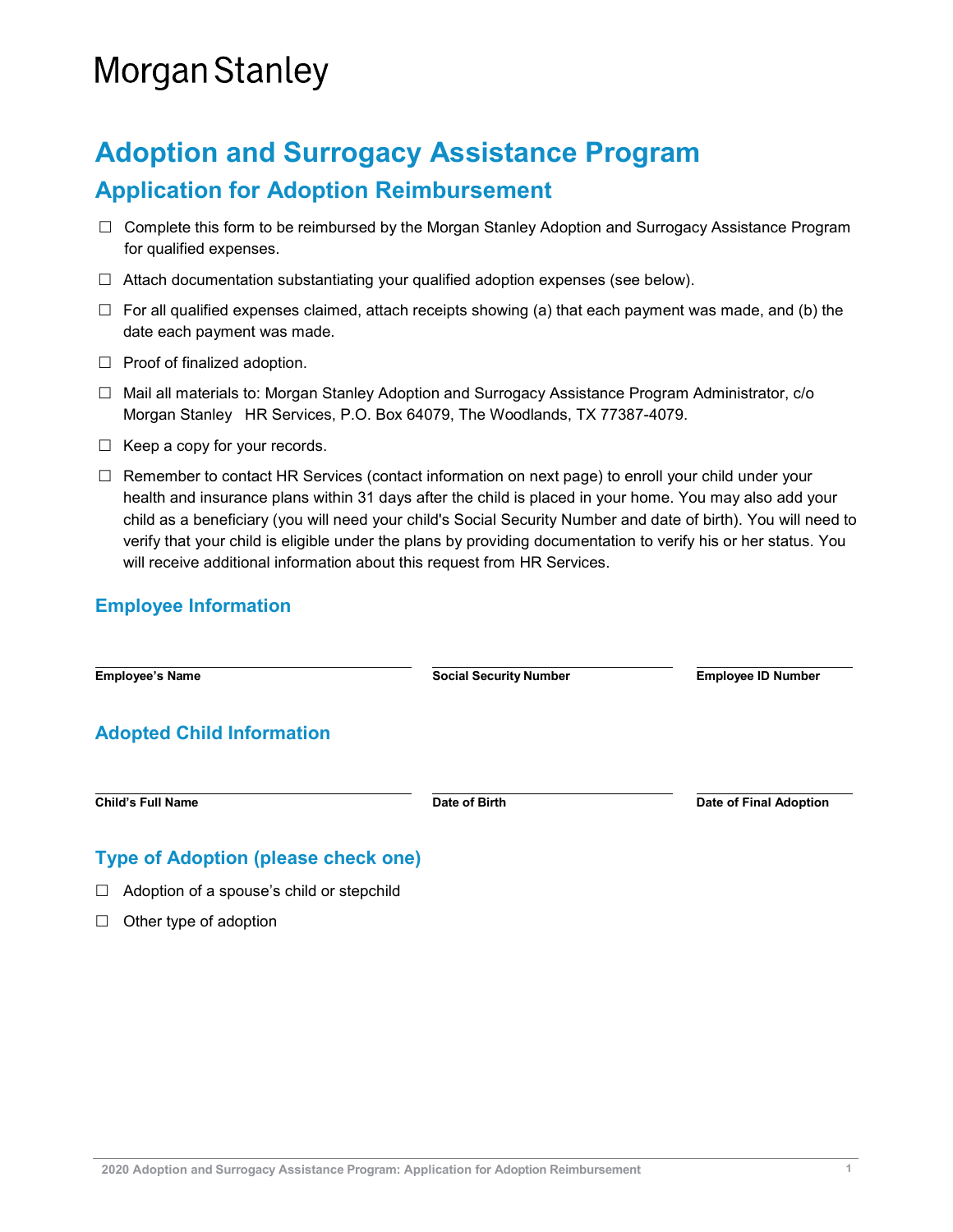Morgan Stanley

# Adoption and Surrogacy Assistance Program

## Application for Adoption Reimbursement

- ☐ Complete this form to be reimbursed by the Morgan Stanley Adoption and Surrogacy Assistance Program for qualified expenses.
- ☐ Attach documentation substantiating your qualified adoption expenses (see below).
- ☐ For all qualified expenses claimed, attach receipts showing (a) that each payment was made, and (b) the date each payment was made.
- ☐ Proof of finalized adoption.
- ☐ Mail all materials to: Morgan Stanley Adoption and Surrogacy Assistance Program Administrator, c/o Morgan Stanley HR Services, P.O. Box 64079, The Woodlands, TX 77387-4079.
- ☐ Keep a copy for your records.
- ☐ Remember to contact HR Services (contact information on next page) to enroll your child under your health and insurance plans within 31 days after the child is placed in your home. You may also add your child as a beneficiary (you will need your child's Social Security Number and date of birth). You will need to verify that your child is eligible under the plans by providing documentation to verify his or her status. You will receive additional information about this request from HR Services.

### Employee Information

| | | |
|---|---|---|
| **Employee's Name** | **Social Security Number** | **Employee ID Number** |

### Adopted Child Information

| | | |
|---|---|---|
| **Child's Full Name** | **Date of Birth** | **Date of Final Adoption** |

### Type of Adoption (please check one)

- ☐ Adoption of a spouse's child or stepchild
- ☐ Other type of adoption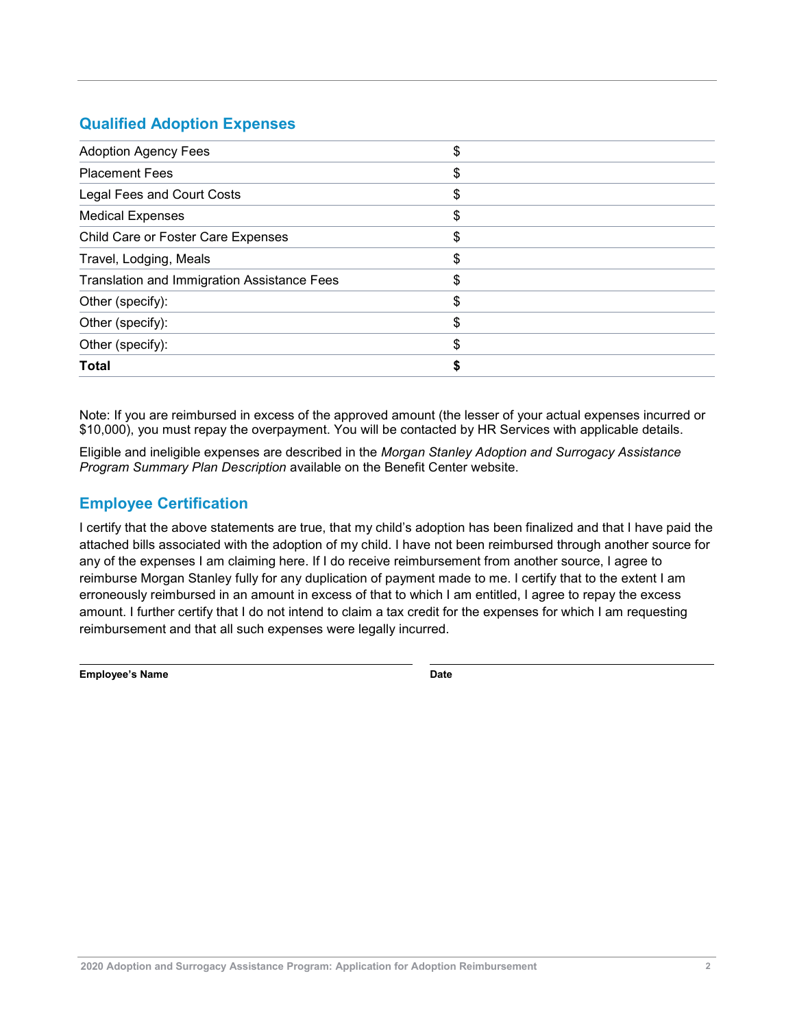## Qualified Adoption Expenses

| | |
|---|---|
| Adoption Agency Fees | $ |
| Placement Fees | $ |
| Legal Fees and Court Costs | $ |
| Medical Expenses | $ |
| Child Care or Foster Care Expenses | $ |
| Travel, Lodging, Meals | $ |
| Translation and Immigration Assistance Fees | $ |
| Other (specify): | $ |
| Other (specify): | $ |
| Other (specify): | $ |
| **Total** | **$** |

Note: If you are reimbursed in excess of the approved amount (the lesser of your actual expenses incurred or $10,000), you must repay the overpayment. You will be contacted by HR Services with applicable details.

Eligible and ineligible expenses are described in the *Morgan Stanley Adoption and Surrogacy Assistance Program Summary Plan Description* available on the Benefit Center website.

## Employee Certification

I certify that the above statements are true, that my child's adoption has been finalized and that I have paid the attached bills associated with the adoption of my child. I have not been reimbursed through another source for any of the expenses I am claiming here. If I do receive reimbursement from another source, I agree to reimburse Morgan Stanley fully for any duplication of payment made to me. I certify that to the extent I am erroneously reimbursed in an amount in excess of that to which I am entitled, I agree to repay the excess amount. I further certify that I do not intend to claim a tax credit for the expenses for which I am requesting reimbursement and that all such expenses were legally incurred.

| | |
|---|---|
| **Employee's Name** | **Date** |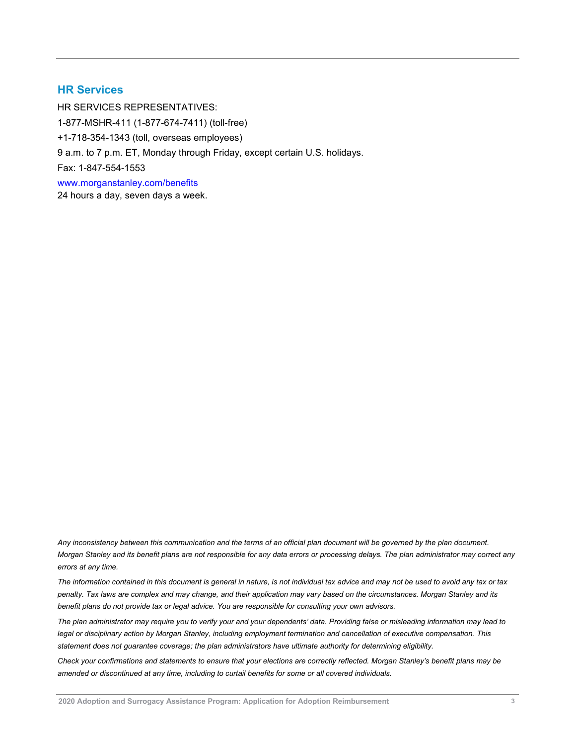## HR Services

HR SERVICES REPRESENTATIVES:

1-877-MSHR-411 (1-877-674-7411) (toll-free)

+1-718-354-1343 (toll, overseas employees)

9 a.m. to 7 p.m. ET, Monday through Friday, except certain U.S. holidays.

Fax: 1-847-554-1553

www.morganstanley.com/benefits

24 hours a day, seven days a week.

*Any inconsistency between this communication and the terms of an official plan document will be governed by the plan document. Morgan Stanley and its benefit plans are not responsible for any data errors or processing delays. The plan administrator may correct any errors at any time.*

*The information contained in this document is general in nature, is not individual tax advice and may not be used to avoid any tax or tax penalty. Tax laws are complex and may change, and their application may vary based on the circumstances. Morgan Stanley and its benefit plans do not provide tax or legal advice. You are responsible for consulting your own advisors.*

*The plan administrator may require you to verify your and your dependents' data. Providing false or misleading information may lead to legal or disciplinary action by Morgan Stanley, including employment termination and cancellation of executive compensation. This statement does not guarantee coverage; the plan administrators have ultimate authority for determining eligibility.*

*Check your confirmations and statements to ensure that your elections are correctly reflected. Morgan Stanley's benefit plans may be amended or discontinued at any time, including to curtail benefits for some or all covered individuals.*